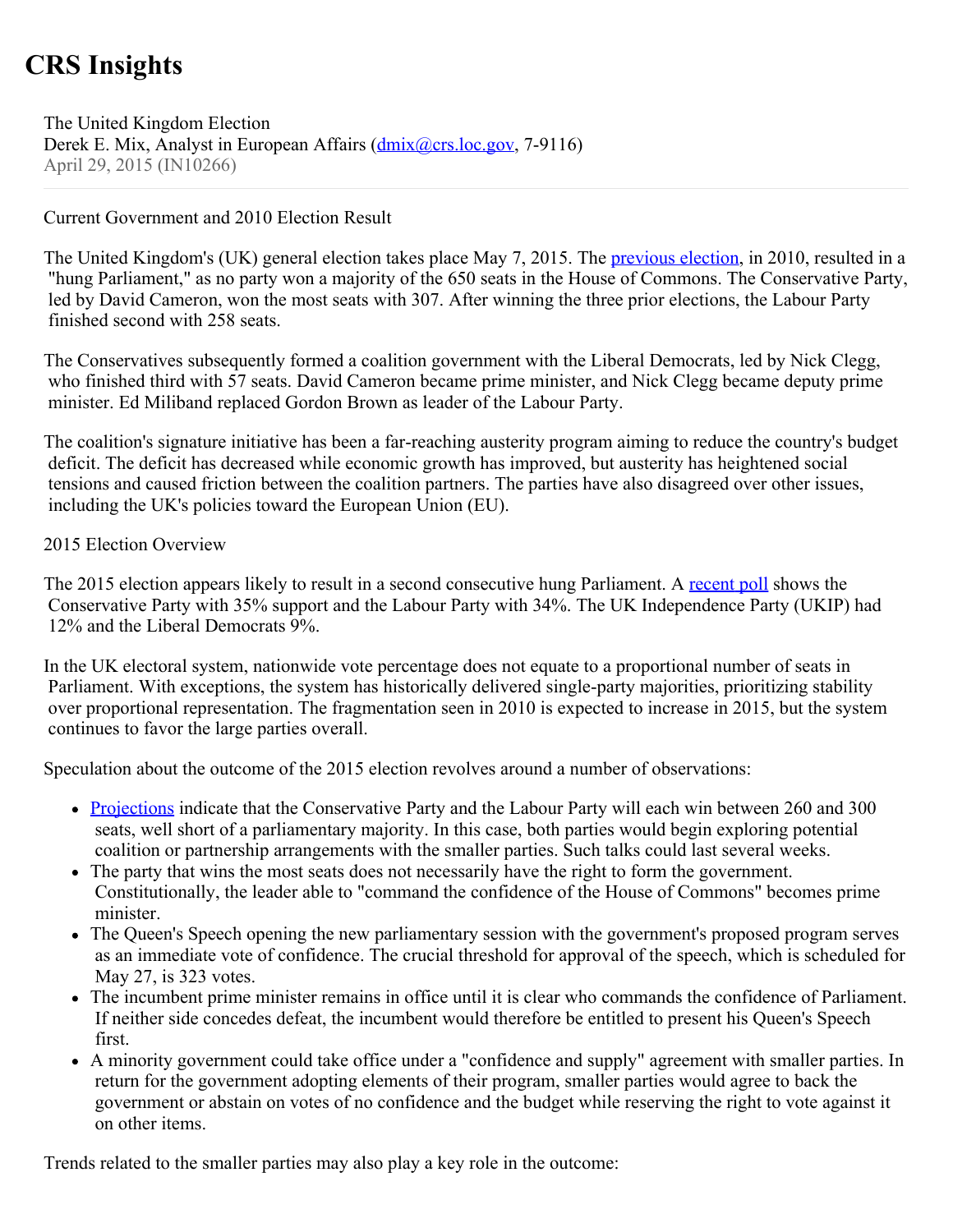# CRS Insights

The United Kingdom Election
Derek E. Mix, Analyst in European Affairs (dmix@crs.loc.gov, 7-9116)
April 29, 2015 (IN10266)

Current Government and 2010 Election Result

The United Kingdom's (UK) general election takes place May 7, 2015. The previous election, in 2010, resulted in a "hung Parliament," as no party won a majority of the 650 seats in the House of Commons. The Conservative Party, led by David Cameron, won the most seats with 307. After winning the three prior elections, the Labour Party finished second with 258 seats.

The Conservatives subsequently formed a coalition government with the Liberal Democrats, led by Nick Clegg, who finished third with 57 seats. David Cameron became prime minister, and Nick Clegg became deputy prime minister. Ed Miliband replaced Gordon Brown as leader of the Labour Party.

The coalition's signature initiative has been a far-reaching austerity program aiming to reduce the country's budget deficit. The deficit has decreased while economic growth has improved, but austerity has heightened social tensions and caused friction between the coalition partners. The parties have also disagreed over other issues, including the UK's policies toward the European Union (EU).

2015 Election Overview

The 2015 election appears likely to result in a second consecutive hung Parliament. A recent poll shows the Conservative Party with 35% support and the Labour Party with 34%. The UK Independence Party (UKIP) had 12% and the Liberal Democrats 9%.

In the UK electoral system, nationwide vote percentage does not equate to a proportional number of seats in Parliament. With exceptions, the system has historically delivered single-party majorities, prioritizing stability over proportional representation. The fragmentation seen in 2010 is expected to increase in 2015, but the system continues to favor the large parties overall.

Speculation about the outcome of the 2015 election revolves around a number of observations:

- Projections indicate that the Conservative Party and the Labour Party will each win between 260 and 300 seats, well short of a parliamentary majority. In this case, both parties would begin exploring potential coalition or partnership arrangements with the smaller parties. Such talks could last several weeks.
- The party that wins the most seats does not necessarily have the right to form the government. Constitutionally, the leader able to "command the confidence of the House of Commons" becomes prime minister.
- The Queen's Speech opening the new parliamentary session with the government's proposed program serves as an immediate vote of confidence. The crucial threshold for approval of the speech, which is scheduled for May 27, is 323 votes.
- The incumbent prime minister remains in office until it is clear who commands the confidence of Parliament. If neither side concedes defeat, the incumbent would therefore be entitled to present his Queen's Speech first.
- A minority government could take office under a "confidence and supply" agreement with smaller parties. In return for the government adopting elements of their program, smaller parties would agree to back the government or abstain on votes of no confidence and the budget while reserving the right to vote against it on other items.

Trends related to the smaller parties may also play a key role in the outcome: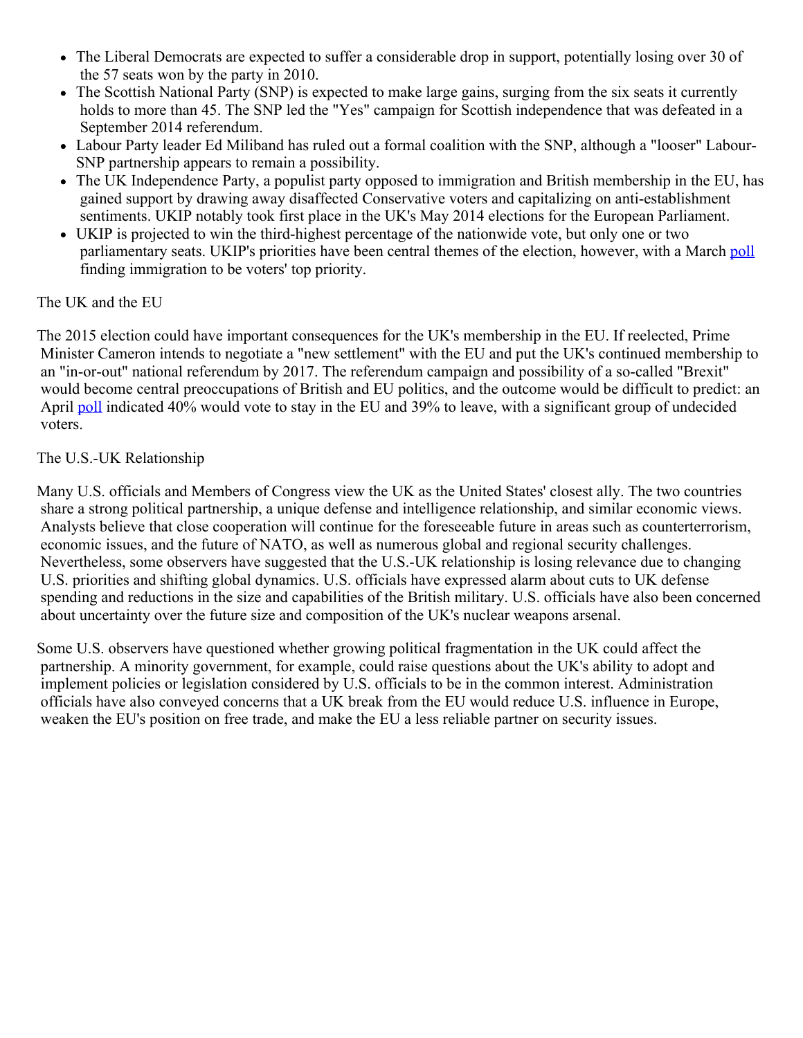- The Liberal Democrats are expected to suffer a considerable drop in support, potentially losing over 30 of the 57 seats won by the party in 2010.
- The Scottish National Party (SNP) is expected to make large gains, surging from the six seats it currently holds to more than 45. The SNP led the "Yes" campaign for Scottish independence that was defeated in a September 2014 referendum.
- Labour Party leader Ed Miliband has ruled out a formal coalition with the SNP, although a "looser" Labour-SNP partnership appears to remain a possibility.
- The UK Independence Party, a populist party opposed to immigration and British membership in the EU, has gained support by drawing away disaffected Conservative voters and capitalizing on anti-establishment sentiments. UKIP notably took first place in the UK's May 2014 elections for the European Parliament.
- UKIP is projected to win the third-highest percentage of the nationwide vote, but only one or two parliamentary seats. UKIP's priorities have been central themes of the election, however, with a March poll finding immigration to be voters' top priority.

## The UK and the EU

The 2015 election could have important consequences for the UK's membership in the EU. If reelected, Prime Minister Cameron intends to negotiate a "new settlement" with the EU and put the UK's continued membership to an "in-or-out" national referendum by 2017. The referendum campaign and possibility of a so-called "Brexit" would become central preoccupations of British and EU politics, and the outcome would be difficult to predict: an April poll indicated 40% would vote to stay in the EU and 39% to leave, with a significant group of undecided voters.

## The U.S.-UK Relationship

Many U.S. officials and Members of Congress view the UK as the United States' closest ally. The two countries share a strong political partnership, a unique defense and intelligence relationship, and similar economic views. Analysts believe that close cooperation will continue for the foreseeable future in areas such as counterterrorism, economic issues, and the future of NATO, as well as numerous global and regional security challenges. Nevertheless, some observers have suggested that the U.S.-UK relationship is losing relevance due to changing U.S. priorities and shifting global dynamics. U.S. officials have expressed alarm about cuts to UK defense spending and reductions in the size and capabilities of the British military. U.S. officials have also been concerned about uncertainty over the future size and composition of the UK's nuclear weapons arsenal.

Some U.S. observers have questioned whether growing political fragmentation in the UK could affect the partnership. A minority government, for example, could raise questions about the UK's ability to adopt and implement policies or legislation considered by U.S. officials to be in the common interest. Administration officials have also conveyed concerns that a UK break from the EU would reduce U.S. influence in Europe, weaken the EU's position on free trade, and make the EU a less reliable partner on security issues.